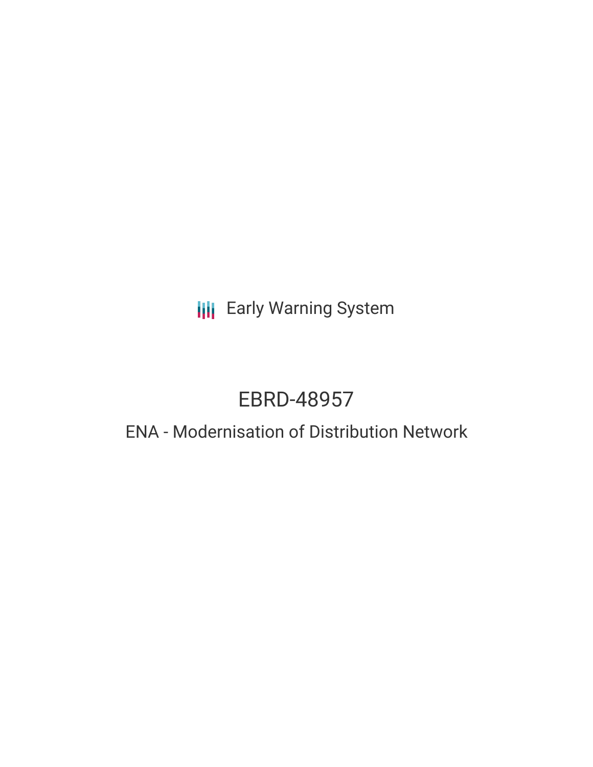Early Warning System

# EBRD-48957

## ENA - Modernisation of Distribution Network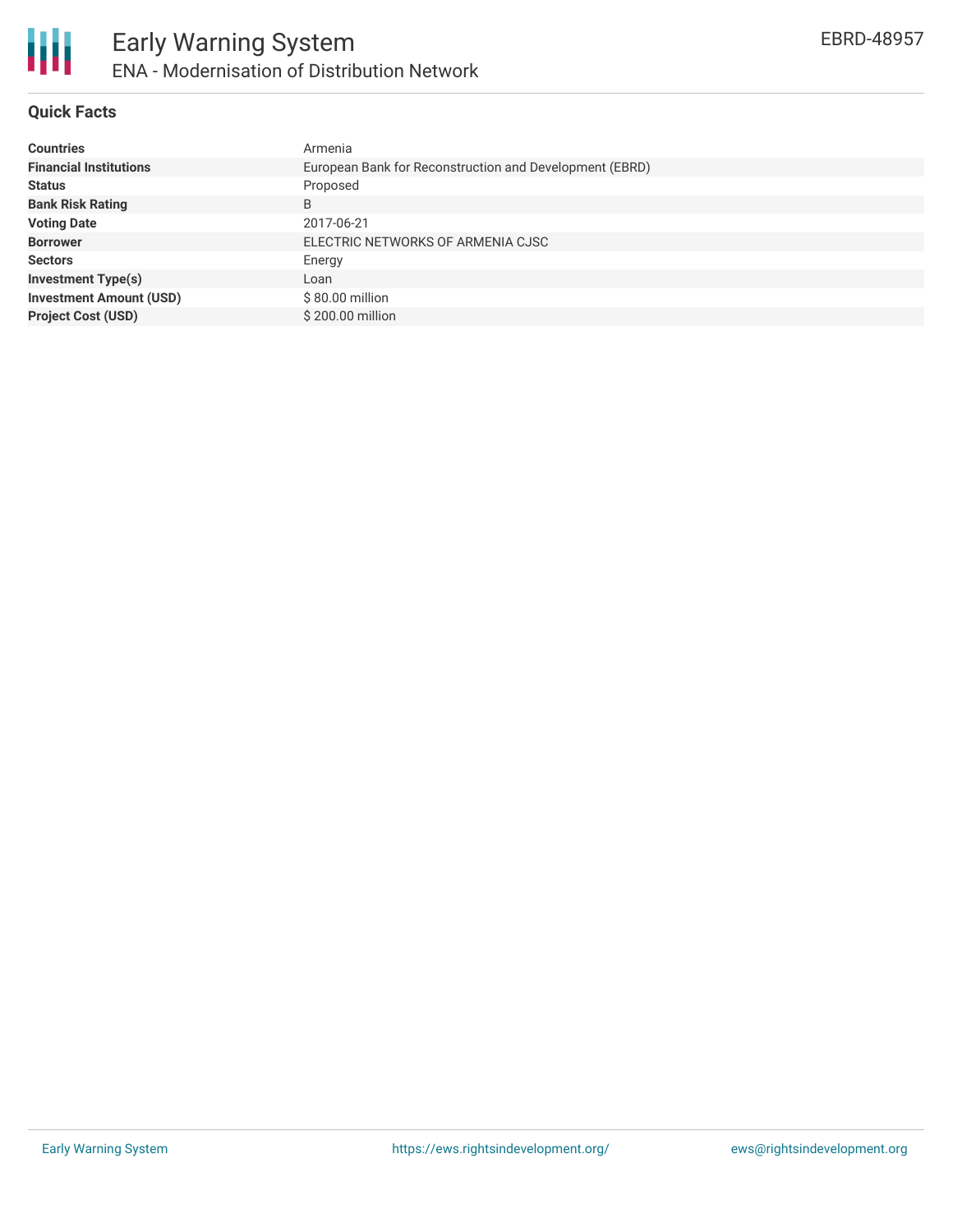# Early Warning System

## ENA - Modernisation of Distribution Network

EBRD-48957

### Quick Facts

| | |
|---|---|
| **Countries** | Armenia |
| **Financial Institutions** | European Bank for Reconstruction and Development (EBRD) |
| **Status** | Proposed |
| **Bank Risk Rating** | B |
| **Voting Date** | 2017-06-21 |
| **Borrower** | ELECTRIC NETWORKS OF ARMENIA CJSC |
| **Sectors** | Energy |
| **Investment Type(s)** | Loan |
| **Investment Amount (USD)** | $ 80.00 million |
| **Project Cost (USD)** | $ 200.00 million |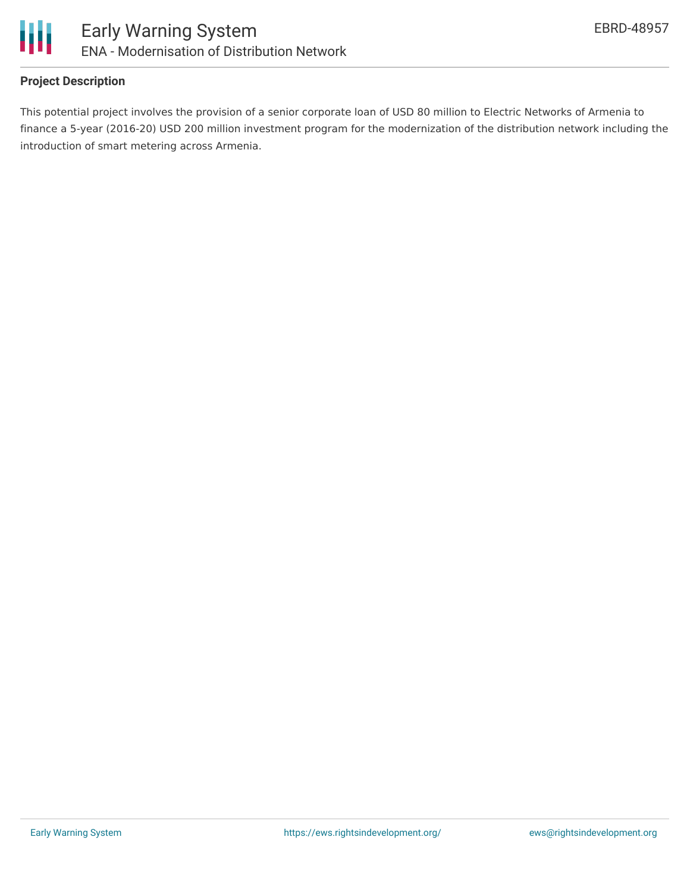## Project Description

This potential project involves the provision of a senior corporate loan of USD 80 million to Electric Networks of Armenia to finance a 5-year (2016-20) USD 200 million investment program for the modernization of the distribution network including the introduction of smart metering across Armenia.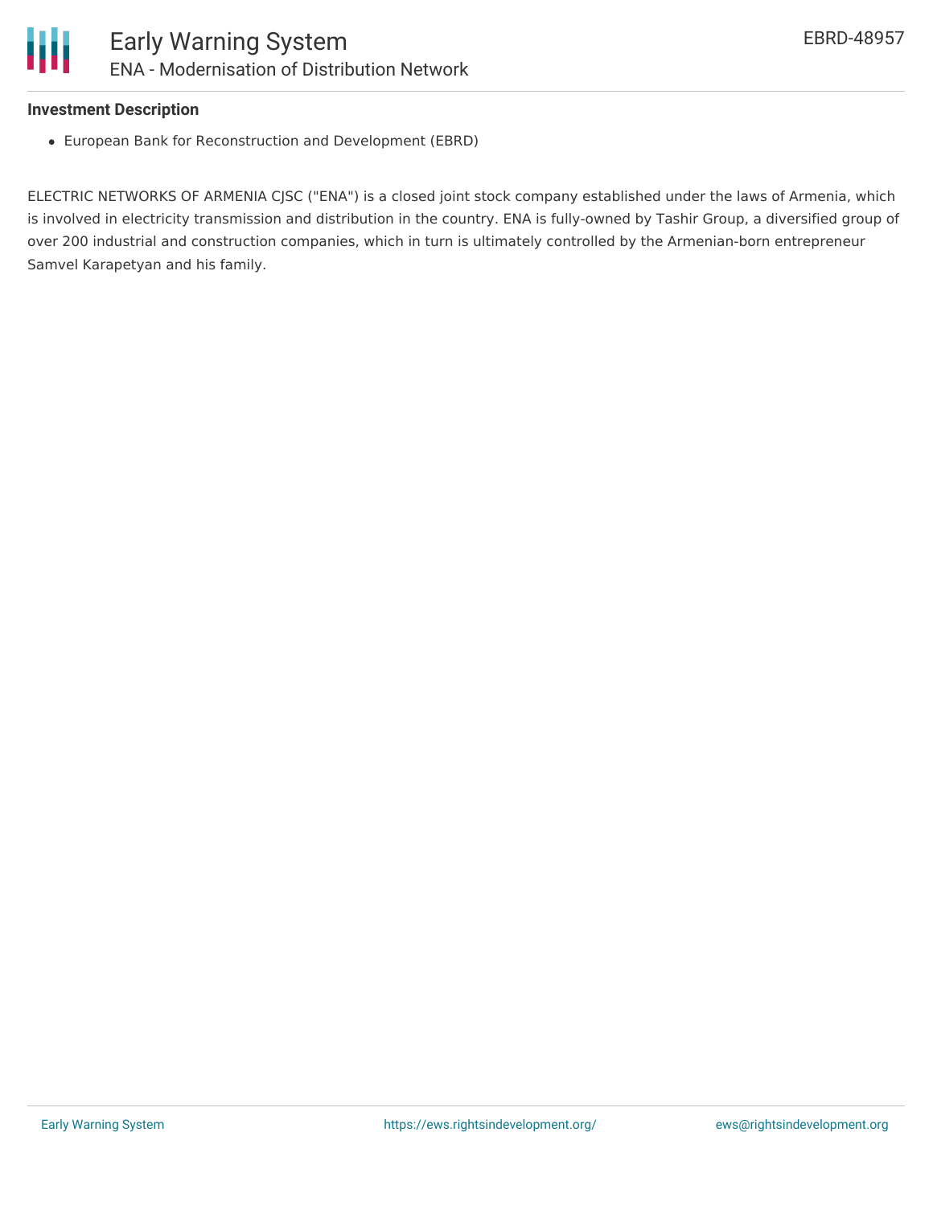**Investment Description**

- European Bank for Reconstruction and Development (EBRD)

ELECTRIC NETWORKS OF ARMENIA CJSC ("ENA") is a closed joint stock company established under the laws of Armenia, which is involved in electricity transmission and distribution in the country. ENA is fully-owned by Tashir Group, a diversified group of over 200 industrial and construction companies, which in turn is ultimately controlled by the Armenian-born entrepreneur Samvel Karapetyan and his family.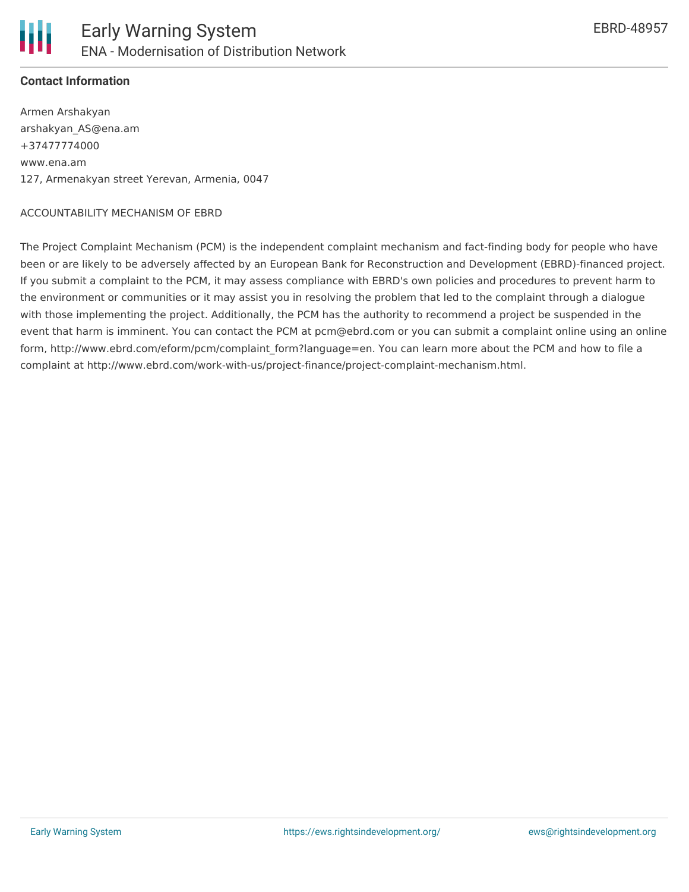**Contact Information**

Armen Arshakyan
arshakyan_AS@ena.am
+37477774000
www.ena.am
127, Armenakyan street Yerevan, Armenia, 0047

ACCOUNTABILITY MECHANISM OF EBRD

The Project Complaint Mechanism (PCM) is the independent complaint mechanism and fact-finding body for people who have been or are likely to be adversely affected by an European Bank for Reconstruction and Development (EBRD)-financed project. If you submit a complaint to the PCM, it may assess compliance with EBRD's own policies and procedures to prevent harm to the environment or communities or it may assist you in resolving the problem that led to the complaint through a dialogue with those implementing the project. Additionally, the PCM has the authority to recommend a project be suspended in the event that harm is imminent. You can contact the PCM at pcm@ebrd.com or you can submit a complaint online using an online form, http://www.ebrd.com/eform/pcm/complaint_form?language=en. You can learn more about the PCM and how to file a complaint at http://www.ebrd.com/work-with-us/project-finance/project-complaint-mechanism.html.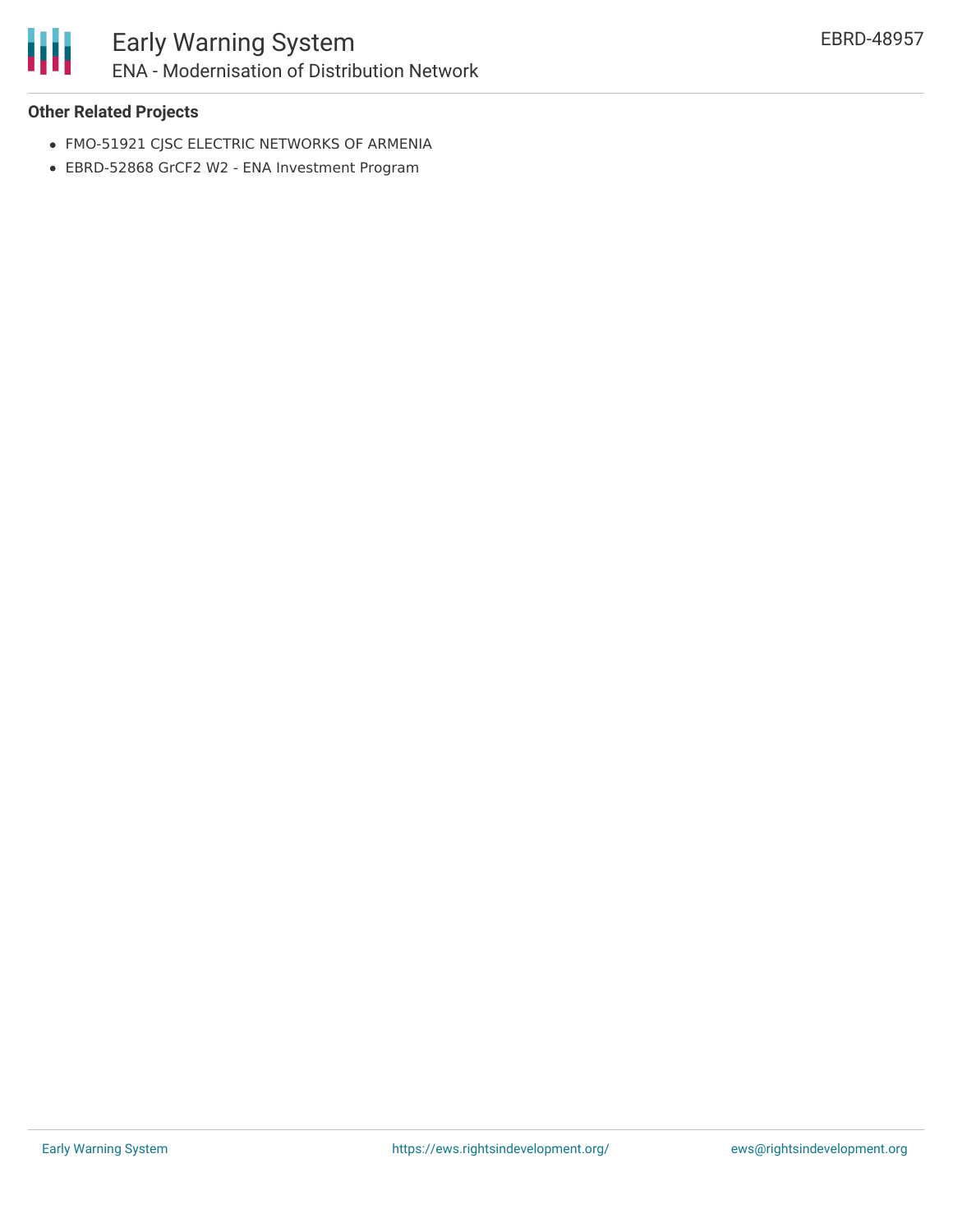**Other Related Projects**

- FMO-51921 CJSC ELECTRIC NETWORKS OF ARMENIA
- EBRD-52868 GrCF2 W2 - ENA Investment Program